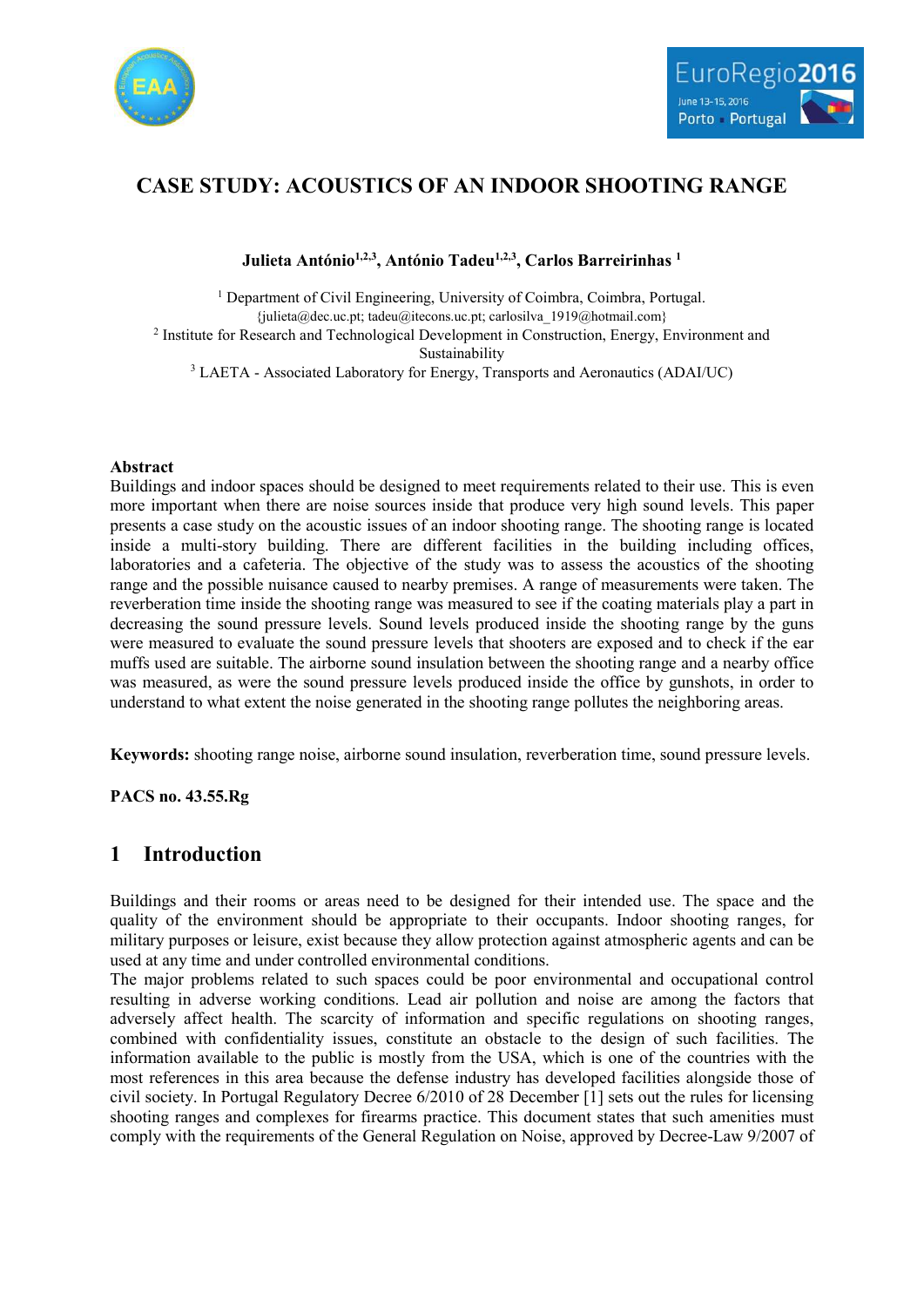# CASE STUDY: ACOUSTICS OF AN INDOOR SHOOTING RANGE

**Julieta António[1,2,3], António Tadeu[1,2,3], Carlos Barreirinhas [1]**

[1] Department of Civil Engineering, University of Coimbra, Coimbra, Portugal.
{julieta@dec.uc.pt; tadeu@itecons.uc.pt; carlosilva_1919@hotmail.com}
[2] Institute for Research and Technological Development in Construction, Energy, Environment and Sustainability
[3] LAETA - Associated Laboratory for Energy, Transports and Aeronautics (ADAI/UC)

**Abstract**
Buildings and indoor spaces should be designed to meet requirements related to their use. This is even more important when there are noise sources inside that produce very high sound levels. This paper presents a case study on the acoustic issues of an indoor shooting range. The shooting range is located inside a multi-story building. There are different facilities in the building including offices, laboratories and a cafeteria. The objective of the study was to assess the acoustics of the shooting range and the possible nuisance caused to nearby premises. A range of measurements were taken. The reverberation time inside the shooting range was measured to see if the coating materials play a part in decreasing the sound pressure levels. Sound levels produced inside the shooting range by the guns were measured to evaluate the sound pressure levels that shooters are exposed and to check if the ear muffs used are suitable. The airborne sound insulation between the shooting range and a nearby office was measured, as were the sound pressure levels produced inside the office by gunshots, in order to understand to what extent the noise generated in the shooting range pollutes the neighboring areas.

**Keywords:** shooting range noise, airborne sound insulation, reverberation time, sound pressure levels.

**PACS no. 43.55.Rg**

## 1 Introduction

Buildings and their rooms or areas need to be designed for their intended use. The space and the quality of the environment should be appropriate to their occupants. Indoor shooting ranges, for military purposes or leisure, exist because they allow protection against atmospheric agents and can be used at any time and under controlled environmental conditions.
The major problems related to such spaces could be poor environmental and occupational control resulting in adverse working conditions. Lead air pollution and noise are among the factors that adversely affect health. The scarcity of information and specific regulations on shooting ranges, combined with confidentiality issues, constitute an obstacle to the design of such facilities. The information available to the public is mostly from the USA, which is one of the countries with the most references in this area because the defense industry has developed facilities alongside those of civil society. In Portugal Regulatory Decree 6/2010 of 28 December [1] sets out the rules for licensing shooting ranges and complexes for firearms practice. This document states that such amenities must comply with the requirements of the General Regulation on Noise, approved by Decree-Law 9/2007 of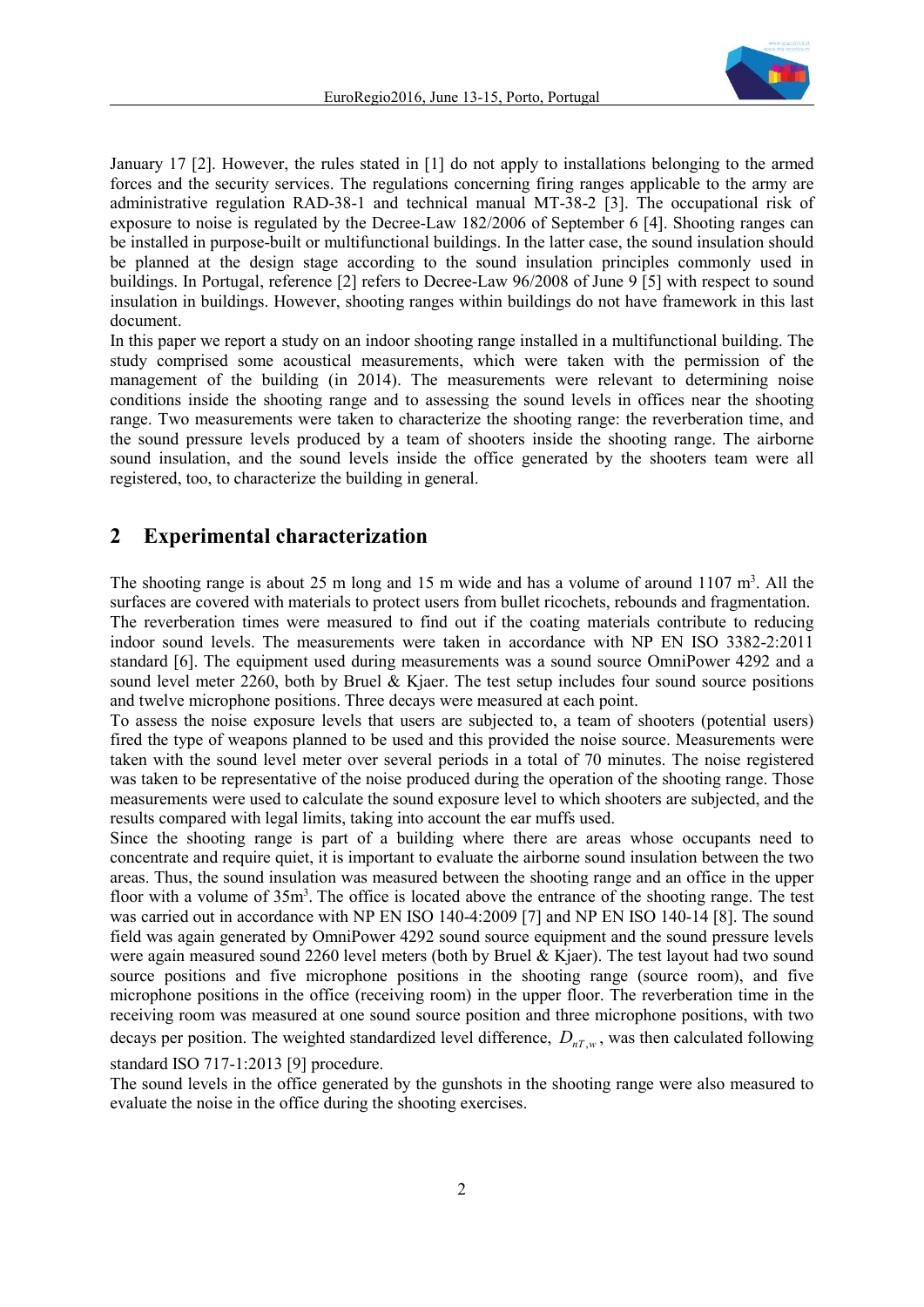January 17 [2]. However, the rules stated in [1] do not apply to installations belonging to the armed forces and the security services. The regulations concerning firing ranges applicable to the army are administrative regulation RAD-38-1 and technical manual MT-38-2 [3]. The occupational risk of exposure to noise is regulated by the Decree-Law 182/2006 of September 6 [4]. Shooting ranges can be installed in purpose-built or multifunctional buildings. In the latter case, the sound insulation should be planned at the design stage according to the sound insulation principles commonly used in buildings. In Portugal, reference [2] refers to Decree-Law 96/2008 of June 9 [5] with respect to sound insulation in buildings. However, shooting ranges within buildings do not have framework in this last document.

In this paper we report a study on an indoor shooting range installed in a multifunctional building. The study comprised some acoustical measurements, which were taken with the permission of the management of the building (in 2014). The measurements were relevant to determining noise conditions inside the shooting range and to assessing the sound levels in offices near the shooting range. Two measurements were taken to characterize the shooting range: the reverberation time, and the sound pressure levels produced by a team of shooters inside the shooting range. The airborne sound insulation, and the sound levels inside the office generated by the shooters team were all registered, too, to characterize the building in general.

## 2 Experimental characterization

The shooting range is about 25 m long and 15 m wide and has a volume of around 1107 m$^3$. All the surfaces are covered with materials to protect users from bullet ricochets, rebounds and fragmentation.

The reverberation times were measured to find out if the coating materials contribute to reducing indoor sound levels. The measurements were taken in accordance with NP EN ISO 3382-2:2011 standard [6]. The equipment used during measurements was a sound source OmniPower 4292 and a sound level meter 2260, both by Bruel & Kjaer. The test setup includes four sound source positions and twelve microphone positions. Three decays were measured at each point.

To assess the noise exposure levels that users are subjected to, a team of shooters (potential users) fired the type of weapons planned to be used and this provided the noise source. Measurements were taken with the sound level meter over several periods in a total of 70 minutes. The noise registered was taken to be representative of the noise produced during the operation of the shooting range. Those measurements were used to calculate the sound exposure level to which shooters are subjected, and the results compared with legal limits, taking into account the ear muffs used.

Since the shooting range is part of a building where there are areas whose occupants need to concentrate and require quiet, it is important to evaluate the airborne sound insulation between the two areas. Thus, the sound insulation was measured between the shooting range and an office in the upper floor with a volume of 35m$^3$. The office is located above the entrance of the shooting range. The test was carried out in accordance with NP EN ISO 140-4:2009 [7] and NP EN ISO 140-14 [8]. The sound field was again generated by OmniPower 4292 sound source equipment and the sound pressure levels were again measured sound 2260 level meters (both by Bruel & Kjaer). The test layout had two sound source positions and five microphone positions in the shooting range (source room), and five microphone positions in the office (receiving room) in the upper floor. The reverberation time in the receiving room was measured at one sound source position and three microphone positions, with two decays per position. The weighted standardized level difference, $D_{nT,w}$, was then calculated following standard ISO 717-1:2013 [9] procedure.

The sound levels in the office generated by the gunshots in the shooting range were also measured to evaluate the noise in the office during the shooting exercises.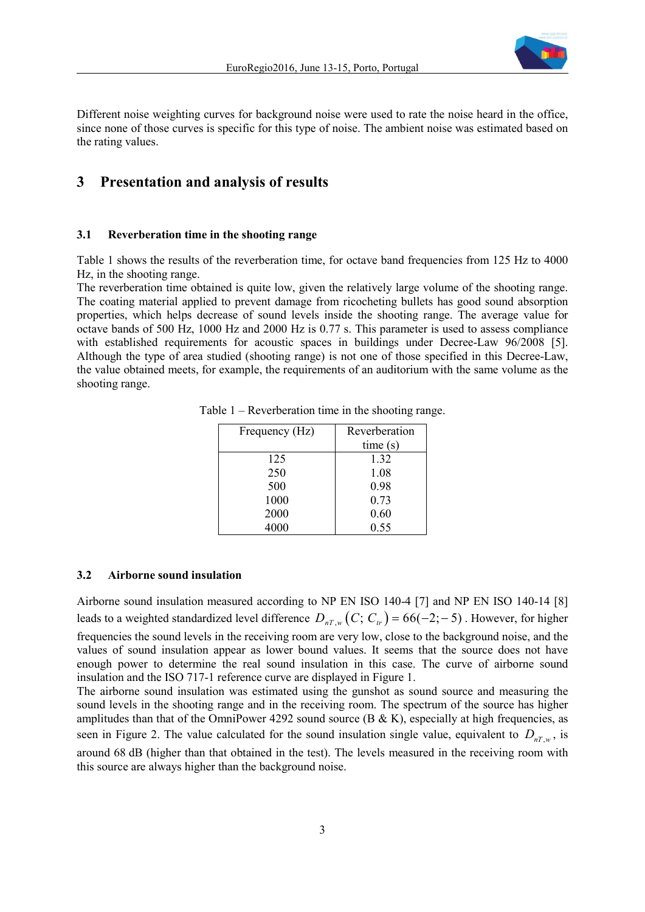Different noise weighting curves for background noise were used to rate the noise heard in the office, since none of those curves is specific for this type of noise. The ambient noise was estimated based on the rating values.

# 3 Presentation and analysis of results

## 3.1 Reverberation time in the shooting range

Table 1 shows the results of the reverberation time, for octave band frequencies from 125 Hz to 4000 Hz, in the shooting range.
The reverberation time obtained is quite low, given the relatively large volume of the shooting range. The coating material applied to prevent damage from ricocheting bullets has good sound absorption properties, which helps decrease of sound levels inside the shooting range. The average value for octave bands of 500 Hz, 1000 Hz and 2000 Hz is 0.77 s. This parameter is used to assess compliance with established requirements for acoustic spaces in buildings under Decree-Law 96/2008 [5]. Although the type of area studied (shooting range) is not one of those specified in this Decree-Law, the value obtained meets, for example, the requirements of an auditorium with the same volume as the shooting range.

Table 1 – Reverberation time in the shooting range.

| Frequency (Hz) | Reverberation time (s) |
|---|---|
| 125 | 1.32 |
| 250 | 1.08 |
| 500 | 0.98 |
| 1000 | 0.73 |
| 2000 | 0.60 |
| 4000 | 0.55 |

## 3.2 Airborne sound insulation

Airborne sound insulation measured according to NP EN ISO 140-4 [7] and NP EN ISO 140-14 [8] leads to a weighted standardized level difference $D_{nT,w}\left(C;\, C_{tr}\right) = 66(-2;-5)$ . However, for higher frequencies the sound levels in the receiving room are very low, close to the background noise, and the values of sound insulation appear as lower bound values. It seems that the source does not have enough power to determine the real sound insulation in this case. The curve of airborne sound insulation and the ISO 717-1 reference curve are displayed in Figure 1.
The airborne sound insulation was estimated using the gunshot as sound source and measuring the sound levels in the shooting range and in the receiving room. The spectrum of the source has higher amplitudes than that of the OmniPower 4292 sound source (B & K), especially at high frequencies, as seen in Figure 2. The value calculated for the sound insulation single value, equivalent to $D_{nT,w}$, is around 68 dB (higher than that obtained in the test). The levels measured in the receiving room with this source are always higher than the background noise.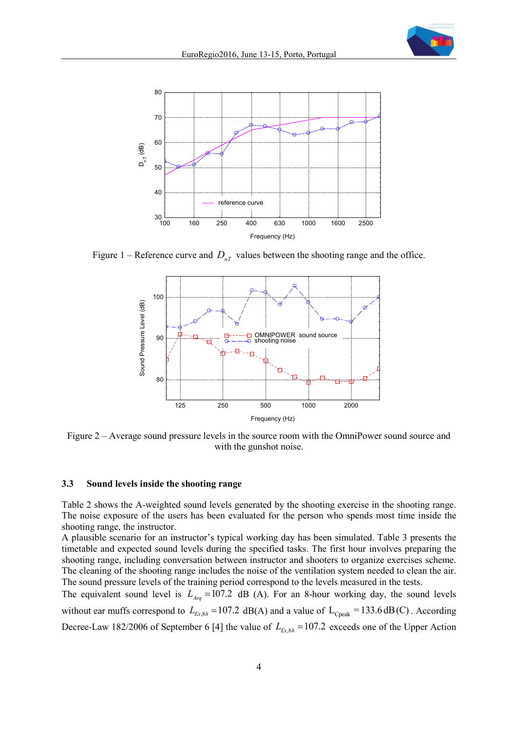Figure 1 – Reference curve and $D_{nT}$ values between the shooting range and the office.

Figure 2 – Average sound pressure levels in the source room with the OmniPower sound source and with the gunshot noise.

### 3.3 Sound levels inside the shooting range

Table 2 shows the A-weighted sound levels generated by the shooting exercise in the shooting range. The noise exposure of the users has been evaluated for the person who spends most time inside the shooting range, the instructor.

A plausible scenario for an instructor's typical working day has been simulated. Table 3 presents the timetable and expected sound levels during the specified tasks. The first hour involves preparing the shooting range, including conversation between instructor and shooters to organize exercises scheme. The cleaning of the shooting range includes the noise of the ventilation system needed to clean the air. The sound pressure levels of the training period correspond to the levels measured in the tests.

The equivalent sound level is $L_{Aeq} = 107.2$ dB (A). For an 8-hour working day, the sound levels without ear muffs correspond to $L_{Ex,8h} = 107.2$ dB(A) and a value of $L_{Cpeak} = 133.6\,\text{dB(C)}$. According Decree-Law 182/2006 of September 6 [4] the value of $L_{Ex,8h} = 107.2$ exceeds one of the Upper Action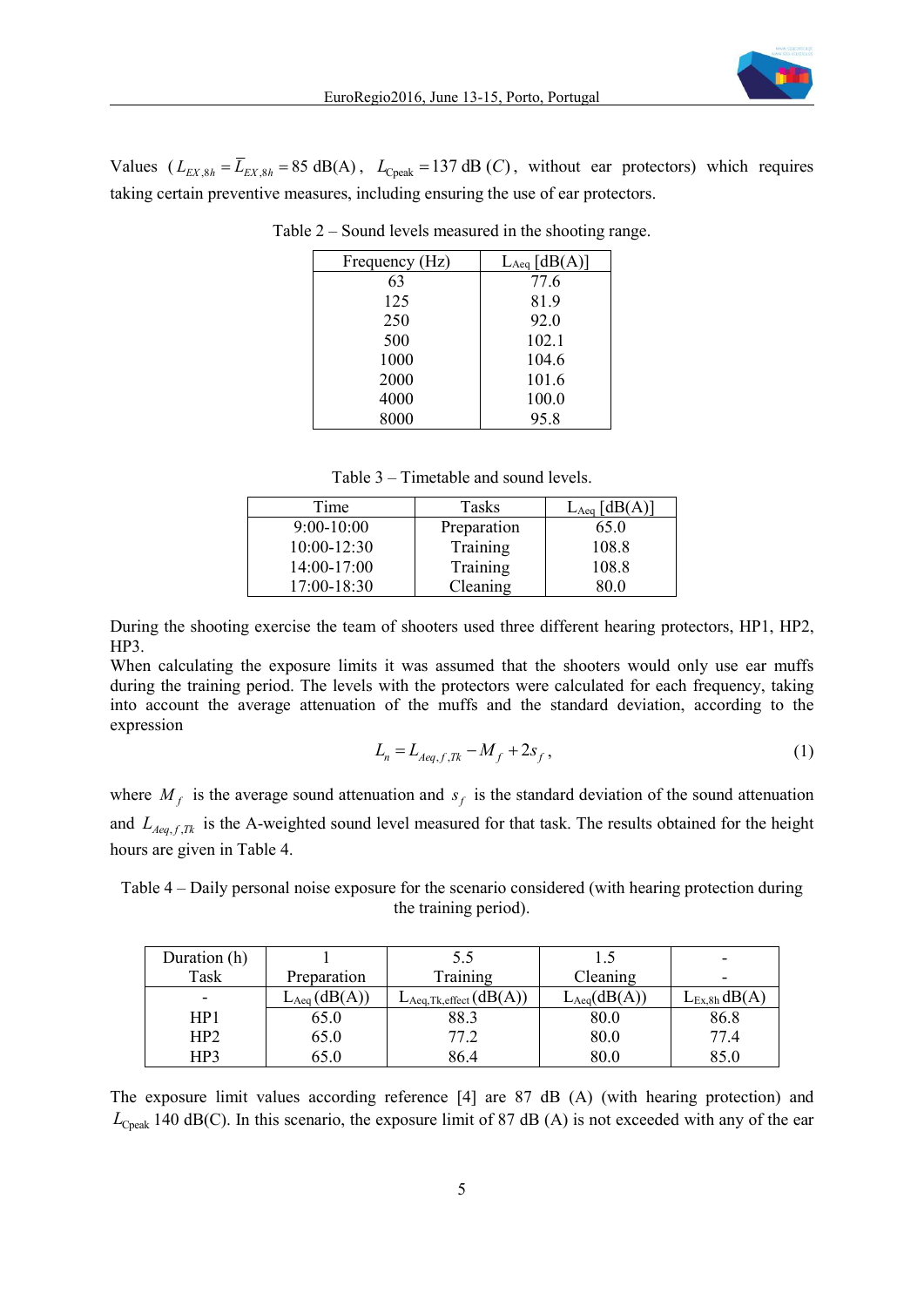Values ($L_{EX,8h} = \overline{L}_{EX,8h} = 85$ dB(A), $L_{Cpeak} = 137$ dB $(C)$, without ear protectors) which requires taking certain preventive measures, including ensuring the use of ear protectors.

Table 2 – Sound levels measured in the shooting range.

| Frequency (Hz) | $L_{Aeq}$ [dB(A)] |
|---|---|
| 63 | 77.6 |
| 125 | 81.9 |
| 250 | 92.0 |
| 500 | 102.1 |
| 1000 | 104.6 |
| 2000 | 101.6 |
| 4000 | 100.0 |
| 8000 | 95.8 |

Table 3 – Timetable and sound levels.

| Time | Tasks | $L_{Aeq}$ [dB(A)] |
|---|---|---|
| 9:00-10:00 | Preparation | 65.0 |
| 10:00-12:30 | Training | 108.8 |
| 14:00-17:00 | Training | 108.8 |
| 17:00-18:30 | Cleaning | 80.0 |

During the shooting exercise the team of shooters used three different hearing protectors, HP1, HP2, HP3.

When calculating the exposure limits it was assumed that the shooters would only use ear muffs during the training period. The levels with the protectors were calculated for each frequency, taking into account the average attenuation of the muffs and the standard deviation, according to the expression

$$L_n = L_{Aeq,f,Tk} - M_f + 2s_f\,, \tag{1}$$

where $M_f$ is the average sound attenuation and $s_f$ is the standard deviation of the sound attenuation and $L_{Aeq,f,Tk}$ is the A-weighted sound level measured for that task. The results obtained for the height hours are given in Table 4.

Table 4 – Daily personal noise exposure for the scenario considered (with hearing protection during the training period).

| Duration (h) | 1 | 5.5 | 1.5 | - |
|---|---|---|---|---|
| Task | Preparation | Training | Cleaning | - |
| - | $L_{Aeq}$ (dB(A)) | $L_{Aeq,Tk,effect}$ (dB(A)) | $L_{Aeq}$(dB(A)) | $L_{Ex,8h}$ dB(A) |
| HP1 | 65.0 | 88.3 | 80.0 | 86.8 |
| HP2 | 65.0 | 77.2 | 80.0 | 77.4 |
| HP3 | 65.0 | 86.4 | 80.0 | 85.0 |

The exposure limit values according reference [4] are 87 dB (A) (with hearing protection) and $L_{Cpeak}$ 140 dB(C). In this scenario, the exposure limit of 87 dB (A) is not exceeded with any of the ear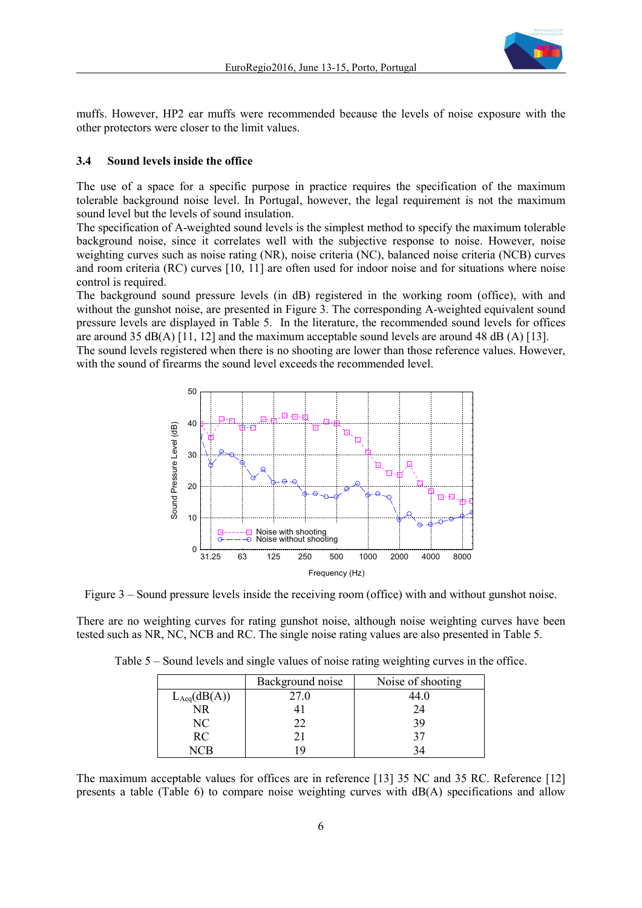muffs. However, HP2 ear muffs were recommended because the levels of noise exposure with the other protectors were closer to the limit values.

### 3.4 Sound levels inside the office

The use of a space for a specific purpose in practice requires the specification of the maximum tolerable background noise level. In Portugal, however, the legal requirement is not the maximum sound level but the levels of sound insulation.

The specification of A-weighted sound levels is the simplest method to specify the maximum tolerable background noise, since it correlates well with the subjective response to noise. However, noise weighting curves such as noise rating (NR), noise criteria (NC), balanced noise criteria (NCB) curves and room criteria (RC) curves [10, 11] are often used for indoor noise and for situations where noise control is required.

The background sound pressure levels (in dB) registered in the working room (office), with and without the gunshot noise, are presented in Figure 3. The corresponding A-weighted equivalent sound pressure levels are displayed in Table 5. In the literature, the recommended sound levels for offices are around 35 dB(A) [11, 12] and the maximum acceptable sound levels are around 48 dB (A) [13].

The sound levels registered when there is no shooting are lower than those reference values. However, with the sound of firearms the sound level exceeds the recommended level.

Figure 3 – Sound pressure levels inside the receiving room (office) with and without gunshot noise.

There are no weighting curves for rating gunshot noise, although noise weighting curves have been tested such as NR, NC, NCB and RC. The single noise rating values are also presented in Table 5.

Table 5 – Sound levels and single values of noise rating weighting curves in the office.

| | Background noise | Noise of shooting |
|---|---|---|
| $L_{Aeq}$(dB(A)) | 27.0 | 44.0 |
| NR | 41 | 24 |
| NC | 22 | 39 |
| RC | 21 | 37 |
| NCB | 19 | 34 |

The maximum acceptable values for offices are in reference [13] 35 NC and 35 RC. Reference [12] presents a table (Table 6) to compare noise weighting curves with dB(A) specifications and allow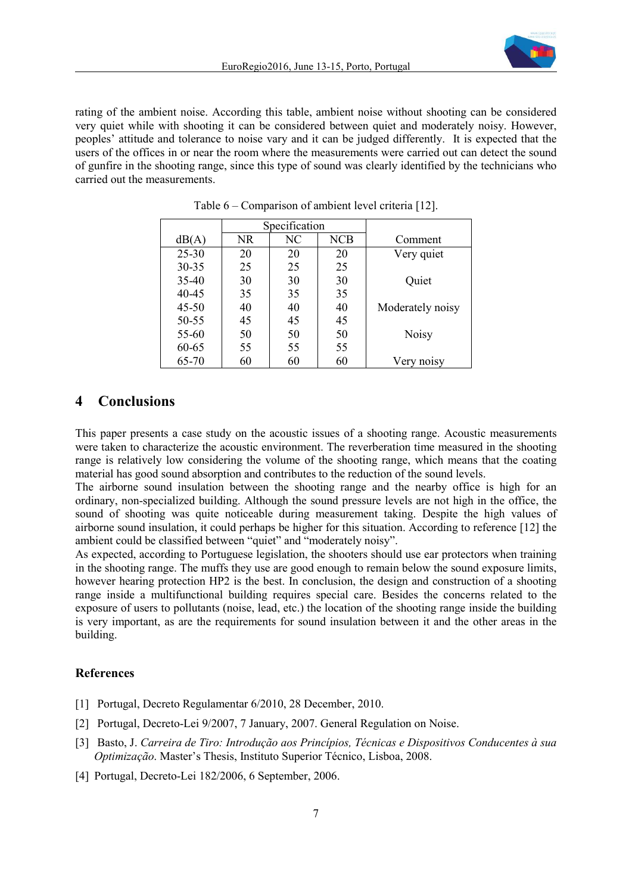rating of the ambient noise. According this table, ambient noise without shooting can be considered very quiet while with shooting it can be considered between quiet and moderately noisy. However, peoples' attitude and tolerance to noise vary and it can be judged differently. It is expected that the users of the offices in or near the room where the measurements were carried out can detect the sound of gunfire in the shooting range, since this type of sound was clearly identified by the technicians who carried out the measurements.

Table 6 – Comparison of ambient level criteria [12].

| | Specification | | | |
|---|---|---|---|---|
| dB(A) | NR | NC | NCB | Comment |
| 25-30 | 20 | 20 | 20 | Very quiet |
| 30-35 | 25 | 25 | 25 | |
| 35-40 | 30 | 30 | 30 | Quiet |
| 40-45 | 35 | 35 | 35 | |
| 45-50 | 40 | 40 | 40 | Moderately noisy |
| 50-55 | 45 | 45 | 45 | |
| 55-60 | 50 | 50 | 50 | Noisy |
| 60-65 | 55 | 55 | 55 | |
| 65-70 | 60 | 60 | 60 | Very noisy |

# 4 Conclusions

This paper presents a case study on the acoustic issues of a shooting range. Acoustic measurements were taken to characterize the acoustic environment. The reverberation time measured in the shooting range is relatively low considering the volume of the shooting range, which means that the coating material has good sound absorption and contributes to the reduction of the sound levels.
The airborne sound insulation between the shooting range and the nearby office is high for an ordinary, non-specialized building. Although the sound pressure levels are not high in the office, the sound of shooting was quite noticeable during measurement taking. Despite the high values of airborne sound insulation, it could perhaps be higher for this situation. According to reference [12] the ambient could be classified between "quiet" and "moderately noisy".
As expected, according to Portuguese legislation, the shooters should use ear protectors when training in the shooting range. The muffs they use are good enough to remain below the sound exposure limits, however hearing protection HP2 is the best. In conclusion, the design and construction of a shooting range inside a multifunctional building requires special care. Besides the concerns related to the exposure of users to pollutants (noise, lead, etc.) the location of the shooting range inside the building is very important, as are the requirements for sound insulation between it and the other areas in the building.

## References

[1] Portugal, Decreto Regulamentar 6/2010, 28 December, 2010.

[2] Portugal, Decreto-Lei 9/2007, 7 January, 2007. General Regulation on Noise.

[3] Basto, J. *Carreira de Tiro: Introdução aos Princípios, Técnicas e Dispositivos Conducentes à sua Optimização*. Master's Thesis, Instituto Superior Técnico, Lisboa, 2008.

[4] Portugal, Decreto-Lei 182/2006, 6 September, 2006.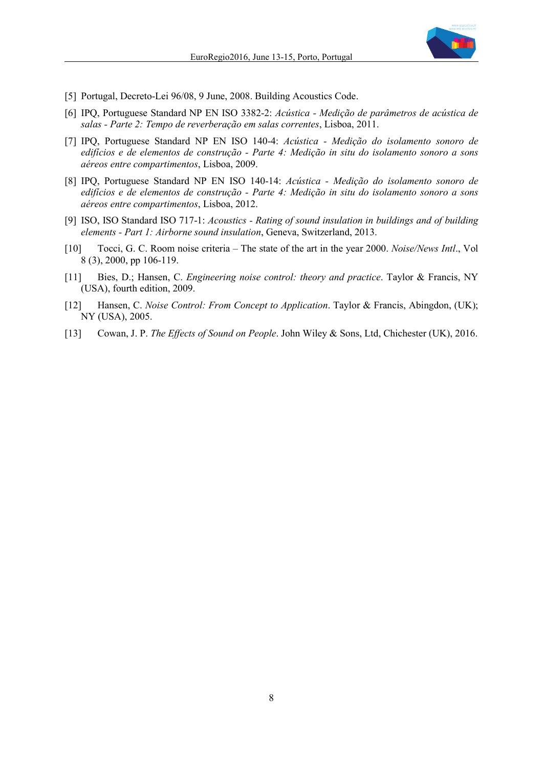[5] Portugal, Decreto-Lei 96/08, 9 June, 2008. Building Acoustics Code.

[6] IPQ, Portuguese Standard NP EN ISO 3382-2: *Acústica - Medição de parâmetros de acústica de salas - Parte 2: Tempo de reverberação em salas correntes*, Lisboa, 2011.

[7] IPQ, Portuguese Standard NP EN ISO 140-4: *Acústica - Medição do isolamento sonoro de edifícios e de elementos de construção - Parte 4: Medição in situ do isolamento sonoro a sons aéreos entre compartimentos*, Lisboa, 2009.

[8] IPQ, Portuguese Standard NP EN ISO 140-14: *Acústica - Medição do isolamento sonoro de edifícios e de elementos de construção - Parte 4: Medição in situ do isolamento sonoro a sons aéreos entre compartimentos*, Lisboa, 2012.

[9] ISO, ISO Standard ISO 717-1: *Acoustics - Rating of sound insulation in buildings and of building elements - Part 1: Airborne sound insulation*, Geneva, Switzerland, 2013.

[10] Tocci, G. C. Room noise criteria – The state of the art in the year 2000. *Noise/News Intl*., Vol 8 (3), 2000, pp 106-119.

[11] Bies, D.; Hansen, C. *Engineering noise control: theory and practice*. Taylor & Francis, NY (USA), fourth edition, 2009.

[12] Hansen, C. *Noise Control: From Concept to Application*. Taylor & Francis, Abingdon, (UK); NY (USA), 2005.

[13] Cowan, J. P. *The Effects of Sound on People*. John Wiley & Sons, Ltd, Chichester (UK), 2016.